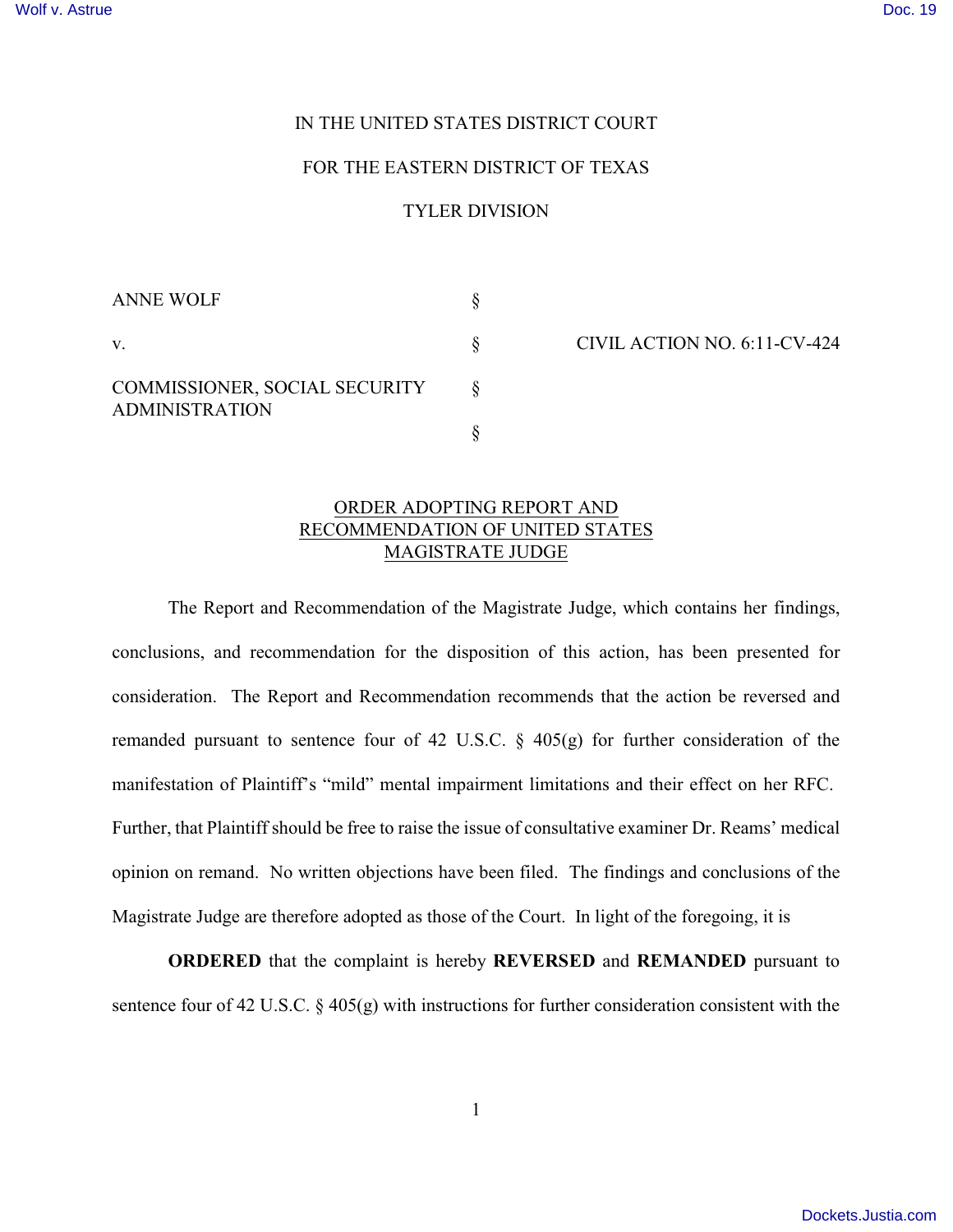IN THE UNITED STATES DISTRICT COURT

FOR THE EASTERN DISTRICT OF TEXAS

TYLER DIVISION

| | | |
|---|---|---|
| ANNE WOLF | § | |
| v. | § | CIVIL ACTION NO. 6:11-CV-424 |
| COMMISSIONER, SOCIAL SECURITY ADMINISTRATION | § | |
| | § | |

## ORDER ADOPTING REPORT AND RECOMMENDATION OF UNITED STATES MAGISTRATE JUDGE

The Report and Recommendation of the Magistrate Judge, which contains her findings, conclusions, and recommendation for the disposition of this action, has been presented for consideration. The Report and Recommendation recommends that the action be reversed and remanded pursuant to sentence four of 42 U.S.C. § 405(g) for further consideration of the manifestation of Plaintiff's "mild" mental impairment limitations and their effect on her RFC. Further, that Plaintiff should be free to raise the issue of consultative examiner Dr. Reams' medical opinion on remand. No written objections have been filed. The findings and conclusions of the Magistrate Judge are therefore adopted as those of the Court. In light of the foregoing, it is

**ORDERED** that the complaint is hereby **REVERSED** and **REMANDED** pursuant to sentence four of 42 U.S.C. § 405(g) with instructions for further consideration consistent with the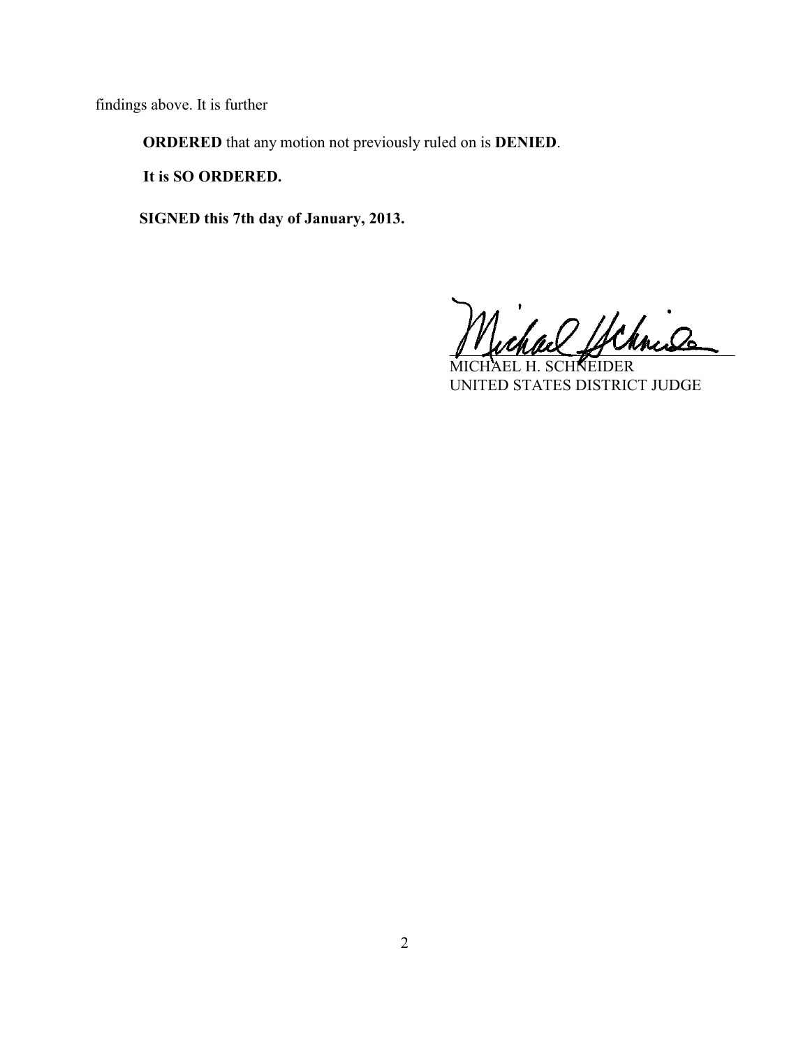findings above. It is further

**ORDERED** that any motion not previously ruled on is **DENIED**.

**It is SO ORDERED.**

**SIGNED this 7th day of January, 2013.**

MICHAEL H. SCHNEIDER
UNITED STATES DISTRICT JUDGE